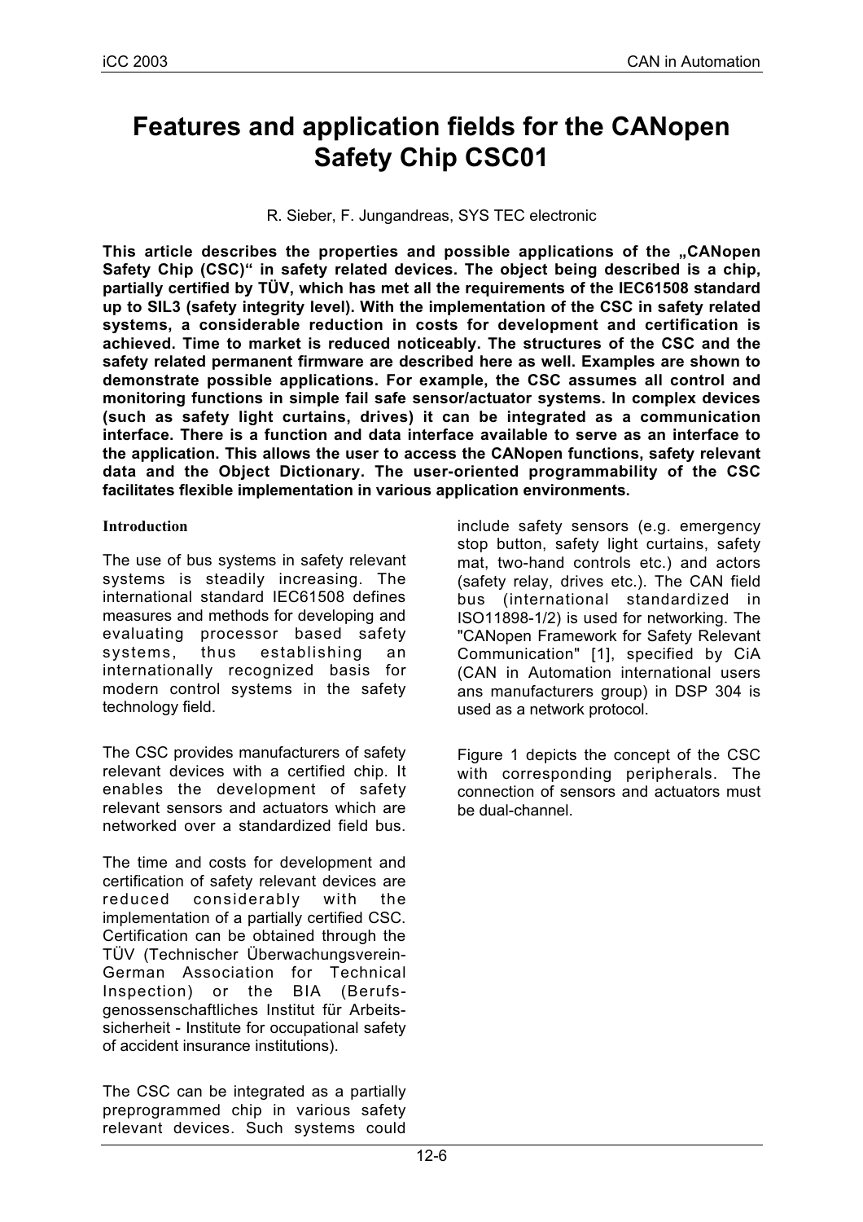# Features and application fields for the CANopen Safety Chip CSC01

R. Sieber, F. Jungandreas, SYS TEC electronic

**This article describes the properties and possible applications of the „CANopen Safety Chip (CSC)" in safety related devices. The object being described is a chip, partially certified by TÜV, which has met all the requirements of the IEC61508 standard up to SIL3 (safety integrity level). With the implementation of the CSC in safety related systems, a considerable reduction in costs for development and certification is achieved. Time to market is reduced noticeably. The structures of the CSC and the safety related permanent firmware are described here as well. Examples are shown to demonstrate possible applications. For example, the CSC assumes all control and monitoring functions in simple fail safe sensor/actuator systems. In complex devices (such as safety light curtains, drives) it can be integrated as a communication interface. There is a function and data interface available to serve as an interface to the application. This allows the user to access the CANopen functions, safety relevant data and the Object Dictionary. The user-oriented programmability of the CSC facilitates flexible implementation in various application environments.**

## Introduction

The use of bus systems in safety relevant systems is steadily increasing. The international standard IEC61508 defines measures and methods for developing and evaluating processor based safety systems, thus establishing an internationally recognized basis for modern control systems in the safety technology field.

The CSC provides manufacturers of safety relevant devices with a certified chip. It enables the development of safety relevant sensors and actuators which are networked over a standardized field bus.

The time and costs for development and certification of safety relevant devices are reduced considerably with the implementation of a partially certified CSC. Certification can be obtained through the TÜV (Technischer Überwachungsverein- German Association for Technical Inspection) or the BIA (Berufs-genossenschaftliches Institut für Arbeits-sicherheit - Institute for occupational safety of accident insurance institutions).

The CSC can be integrated as a partially preprogrammed chip in various safety relevant devices. Such systems could include safety sensors (e.g. emergency stop button, safety light curtains, safety mat, two-hand controls etc.) and actors (safety relay, drives etc.). The CAN field bus (international standardized in ISO11898-1/2) is used for networking. The "CANopen Framework for Safety Relevant Communication" [1], specified by CiA (CAN in Automation international users ans manufacturers group) in DSP 304 is used as a network protocol.

Figure 1 depicts the concept of the CSC with corresponding peripherals. The connection of sensors and actuators must be dual-channel.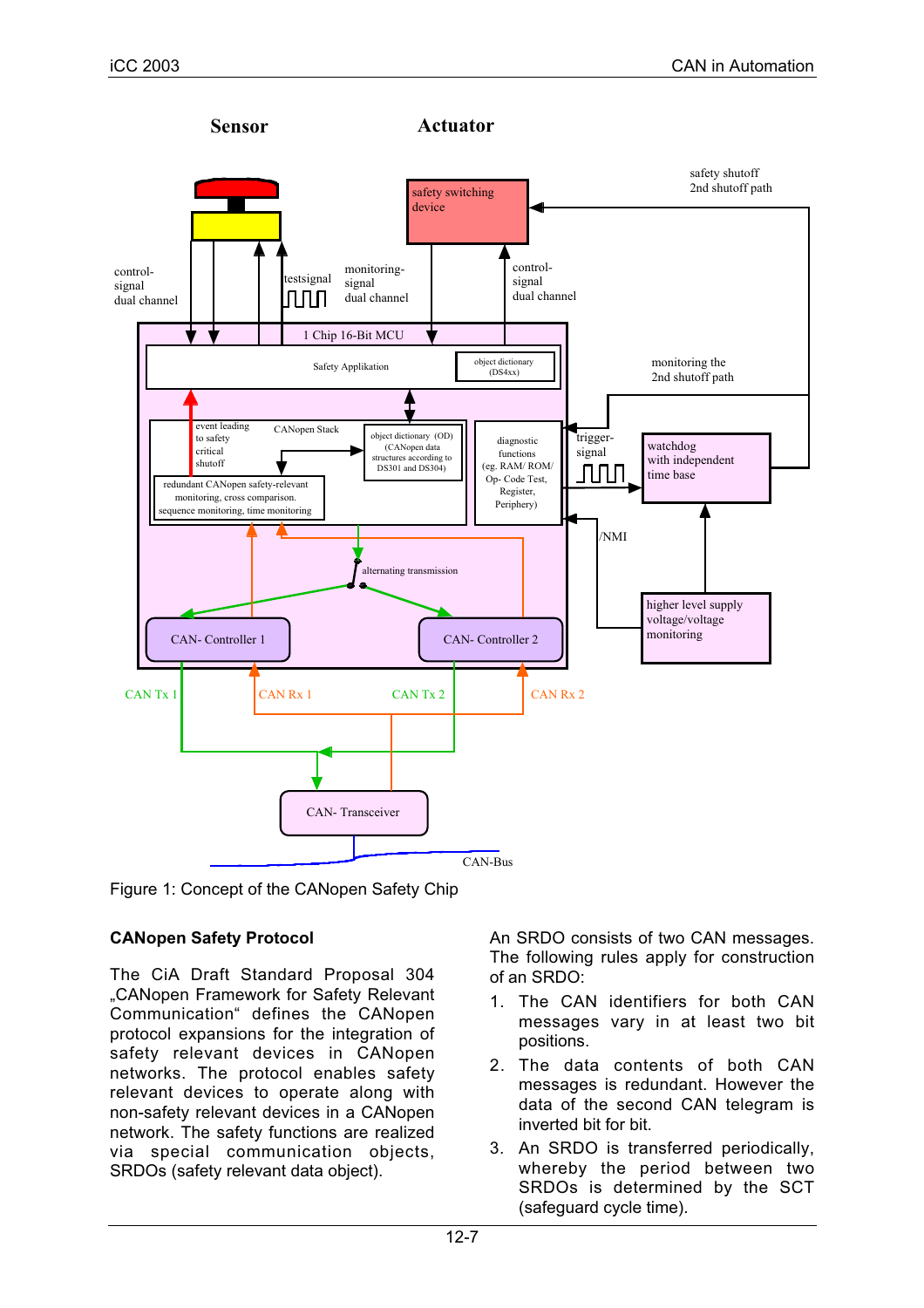Figure 1: Concept of the CANopen Safety Chip

### CANopen Safety Protocol

The CiA Draft Standard Proposal 304 „CANopen Framework for Safety Relevant Communication“ defines the CANopen protocol expansions for the integration of safety relevant devices in CANopen networks. The protocol enables safety relevant devices to operate along with non-safety relevant devices in a CANopen network. The safety functions are realized via special communication objects, SRDOs (safety relevant data object).

An SRDO consists of two CAN messages. The following rules apply for construction of an SRDO:

1. The CAN identifiers for both CAN messages vary in at least two bit positions.
2. The data contents of both CAN messages is redundant. However the data of the second CAN telegram is inverted bit for bit.
3. An SRDO is transferred periodically, whereby the period between two SRDOs is determined by the SCT (safeguard cycle time).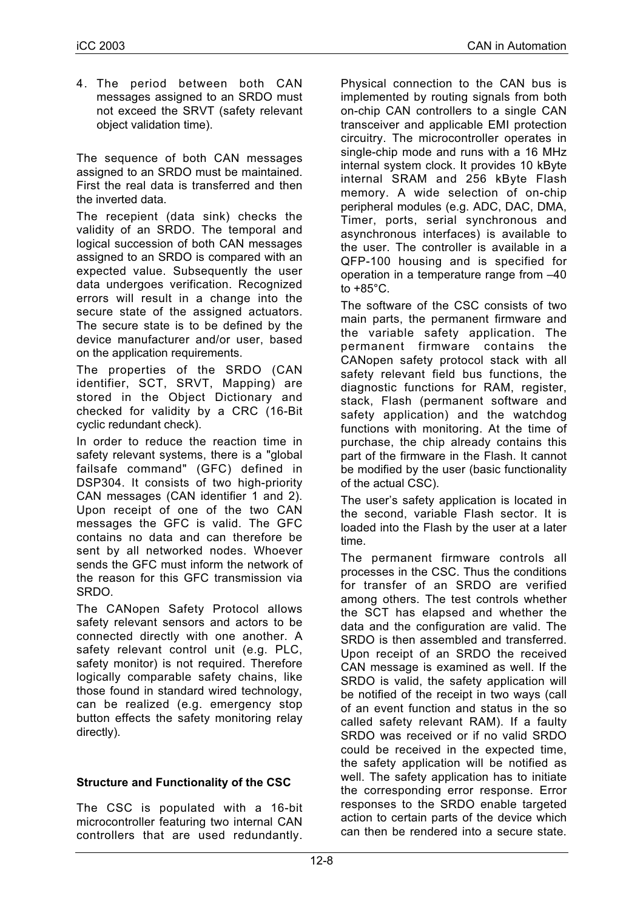4. The period between both CAN messages assigned to an SRDO must not exceed the SRVT (safety relevant object validation time).

The sequence of both CAN messages assigned to an SRDO must be maintained. First the real data is transferred and then the inverted data.

The recepient (data sink) checks the validity of an SRDO. The temporal and logical succession of both CAN messages assigned to an SRDO is compared with an expected value. Subsequently the user data undergoes verification. Recognized errors will result in a change into the secure state of the assigned actuators. The secure state is to be defined by the device manufacturer and/or user, based on the application requirements.

The properties of the SRDO (CAN identifier, SCT, SRVT, Mapping) are stored in the Object Dictionary and checked for validity by a CRC (16-Bit cyclic redundant check).

In order to reduce the reaction time in safety relevant systems, there is a "global failsafe command" (GFC) defined in DSP304. It consists of two high-priority CAN messages (CAN identifier 1 and 2). Upon receipt of one of the two CAN messages the GFC is valid. The GFC contains no data and can therefore be sent by all networked nodes. Whoever sends the GFC must inform the network of the reason for this GFC transmission via SRDO.

The CANopen Safety Protocol allows safety relevant sensors and actors to be connected directly with one another. A safety relevant control unit (e.g. PLC, safety monitor) is not required. Therefore logically comparable safety chains, like those found in standard wired technology, can be realized (e.g. emergency stop button effects the safety monitoring relay directly).

**Structure and Functionality of the CSC**

The CSC is populated with a 16-bit microcontroller featuring two internal CAN controllers that are used redundantly. Physical connection to the CAN bus is implemented by routing signals from both on-chip CAN controllers to a single CAN transceiver and applicable EMI protection circuitry. The microcontroller operates in single-chip mode and runs with a 16 MHz internal system clock. It provides 10 kByte internal SRAM and 256 kByte Flash memory. A wide selection of on-chip peripheral modules (e.g. ADC, DAC, DMA, Timer, ports, serial synchronous and asynchronous interfaces) is available to the user. The controller is available in a QFP-100 housing and is specified for operation in a temperature range from –40 to +85°C.

The software of the CSC consists of two main parts, the permanent firmware and the variable safety application. The permanent firmware contains the CANopen safety protocol stack with all safety relevant field bus functions, the diagnostic functions for RAM, register, stack, Flash (permanent software and safety application) and the watchdog functions with monitoring. At the time of purchase, the chip already contains this part of the firmware in the Flash. It cannot be modified by the user (basic functionality of the actual CSC).

The user's safety application is located in the second, variable Flash sector. It is loaded into the Flash by the user at a later time.

The permanent firmware controls all processes in the CSC. Thus the conditions for transfer of an SRDO are verified among others. The test controls whether the SCT has elapsed and whether the data and the configuration are valid. The SRDO is then assembled and transferred. Upon receipt of an SRDO the received CAN message is examined as well. If the SRDO is valid, the safety application will be notified of the receipt in two ways (call of an event function and status in the so called safety relevant RAM). If a faulty SRDO was received or if no valid SRDO could be received in the expected time, the safety application will be notified as well. The safety application has to initiate the corresponding error response. Error responses to the SRDO enable targeted action to certain parts of the device which can then be rendered into a secure state.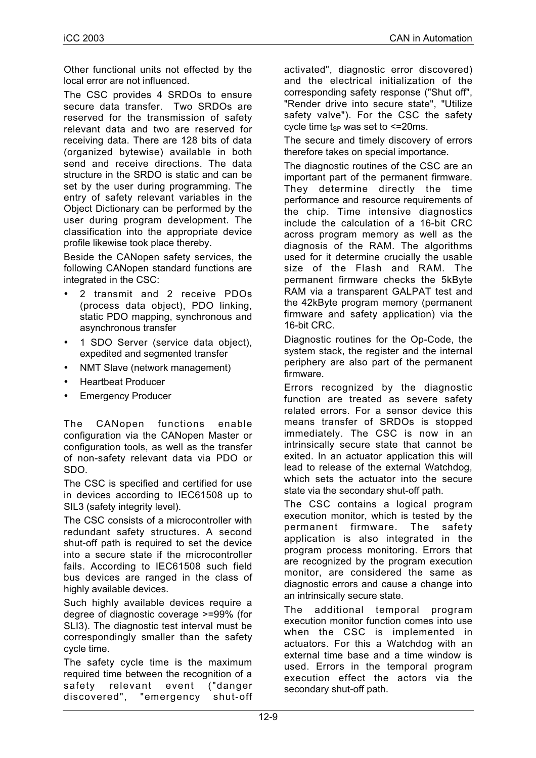Other functional units not effected by the local error are not influenced.

The CSC provides 4 SRDOs to ensure secure data transfer. Two SRDOs are reserved for the transmission of safety relevant data and two are reserved for receiving data. There are 128 bits of data (organized bytewise) available in both send and receive directions. The data structure in the SRDO is static and can be set by the user during programming. The entry of safety relevant variables in the Object Dictionary can be performed by the user during program development. The classification into the appropriate device profile likewise took place thereby.

Beside the CANopen safety services, the following CANopen standard functions are integrated in the CSC:

- 2 transmit and 2 receive PDOs (process data object), PDO linking, static PDO mapping, synchronous and asynchronous transfer
- 1 SDO Server (service data object), expedited and segmented transfer
- NMT Slave (network management)
- Heartbeat Producer
- Emergency Producer

The CANopen functions enable configuration via the CANopen Master or configuration tools, as well as the transfer of non-safety relevant data via PDO or SDO.

The CSC is specified and certified for use in devices according to IEC61508 up to SIL3 (safety integrity level).

The CSC consists of a microcontroller with redundant safety structures. A second shut-off path is required to set the device into a secure state if the microcontroller fails. According to IEC61508 such field bus devices are ranged in the class of highly available devices.

Such highly available devices require a degree of diagnostic coverage >=99% (for SLI3). The diagnostic test interval must be correspondingly smaller than the safety cycle time.

The safety cycle time is the maximum required time between the recognition of a safety relevant event ("danger discovered", "emergency shut-off activated", diagnostic error discovered) and the electrical initialization of the corresponding safety response ("Shut off", "Render drive into secure state", "Utilize safety valve"). For the CSC the safety cycle time $t_{SP}$ was set to <=20ms.

The secure and timely discovery of errors therefore takes on special importance.

The diagnostic routines of the CSC are an important part of the permanent firmware. They determine directly the time performance and resource requirements of the chip. Time intensive diagnostics include the calculation of a 16-bit CRC across program memory as well as the diagnosis of the RAM. The algorithms used for it determine crucially the usable size of the Flash and RAM. The permanent firmware checks the 5kByte RAM via a transparent GALPAT test and the 42kByte program memory (permanent firmware and safety application) via the 16-bit CRC.

Diagnostic routines for the Op-Code, the system stack, the register and the internal periphery are also part of the permanent firmware.

Errors recognized by the diagnostic function are treated as severe safety related errors. For a sensor device this means transfer of SRDOs is stopped immediately. The CSC is now in an intrinsically secure state that cannot be exited. In an actuator application this will lead to release of the external Watchdog, which sets the actuator into the secure state via the secondary shut-off path.

The CSC contains a logical program execution monitor, which is tested by the permanent firmware. The safety application is also integrated in the program process monitoring. Errors that are recognized by the program execution monitor, are considered the same as diagnostic errors and cause a change into an intrinsically secure state.

The additional temporal program execution monitor function comes into use when the CSC is implemented in actuators. For this a Watchdog with an external time base and a time window is used. Errors in the temporal program execution effect the actors via the secondary shut-off path.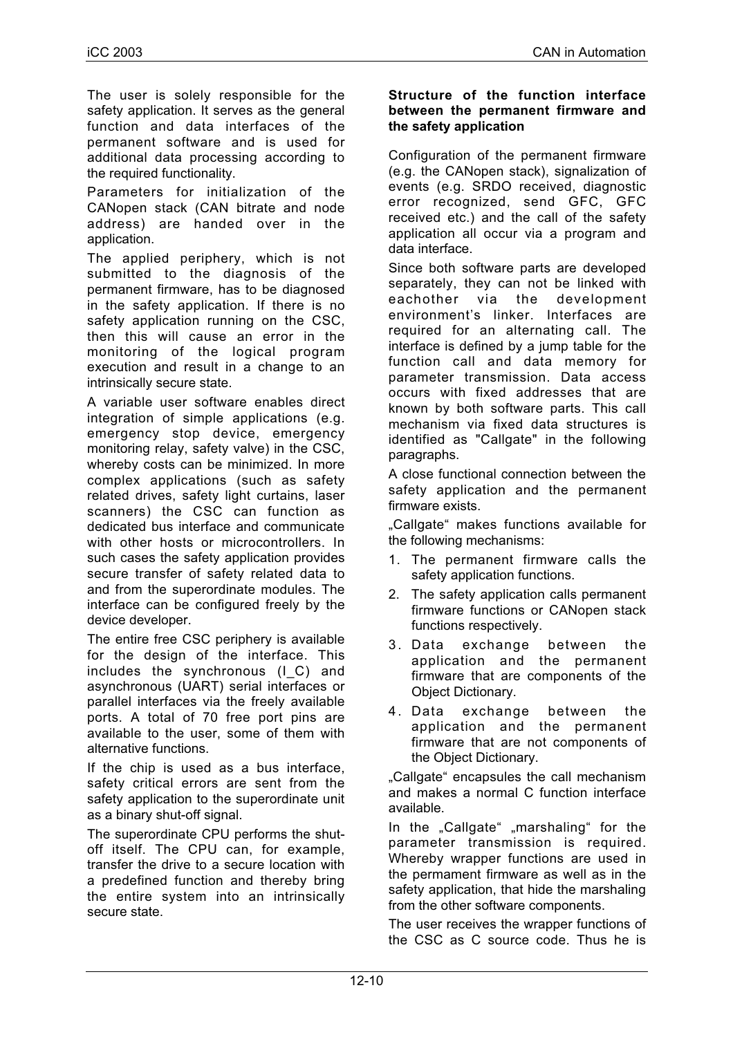The user is solely responsible for the safety application. It serves as the general function and data interfaces of the permanent software and is used for additional data processing according to the required functionality.

Parameters for initialization of the CANopen stack (CAN bitrate and node address) are handed over in the application.

The applied periphery, which is not submitted to the diagnosis of the permanent firmware, has to be diagnosed in the safety application. If there is no safety application running on the CSC, then this will cause an error in the monitoring of the logical program execution and result in a change to an intrinsically secure state.

A variable user software enables direct integration of simple applications (e.g. emergency stop device, emergency monitoring relay, safety valve) in the CSC, whereby costs can be minimized. In more complex applications (such as safety related drives, safety light curtains, laser scanners) the CSC can function as dedicated bus interface and communicate with other hosts or microcontrollers. In such cases the safety application provides secure transfer of safety related data to and from the superordinate modules. The interface can be configured freely by the device developer.

The entire free CSC periphery is available for the design of the interface. This includes the synchronous (I_C) and asynchronous (UART) serial interfaces or parallel interfaces via the freely available ports. A total of 70 free port pins are available to the user, some of them with alternative functions.

If the chip is used as a bus interface, safety critical errors are sent from the safety application to the superordinate unit as a binary shut-off signal.

The superordinate CPU performs the shut-off itself. The CPU can, for example, transfer the drive to a secure location with a predefined function and thereby bring the entire system into an intrinsically secure state.

**Structure of the function interface between the permanent firmware and the safety application**

Configuration of the permanent firmware (e.g. the CANopen stack), signalization of events (e.g. SRDO received, diagnostic error recognized, send GFC, GFC received etc.) and the call of the safety application all occur via a program and data interface.

Since both software parts are developed separately, they can not be linked with eachother via the development environment's linker. Interfaces are required for an alternating call. The interface is defined by a jump table for the function call and data memory for parameter transmission. Data access occurs with fixed addresses that are known by both software parts. This call mechanism via fixed data structures is identified as "Callgate" in the following paragraphs.

A close functional connection between the safety application and the permanent firmware exists.

„Callgate" makes functions available for the following mechanisms:

1. The permanent firmware calls the safety application functions.
2. The safety application calls permanent firmware functions or CANopen stack functions respectively.
3. Data exchange between the application and the permanent firmware that are components of the Object Dictionary.
4. Data exchange between the application and the permanent firmware that are not components of the Object Dictionary.

„Callgate" encapsules the call mechanism and makes a normal C function interface available.

In the „Callgate" „marshaling" for the parameter transmission is required. Whereby wrapper functions are used in the permanent firmware as well as in the safety application, that hide the marshaling from the other software components.

The user receives the wrapper functions of the CSC as C source code. Thus he is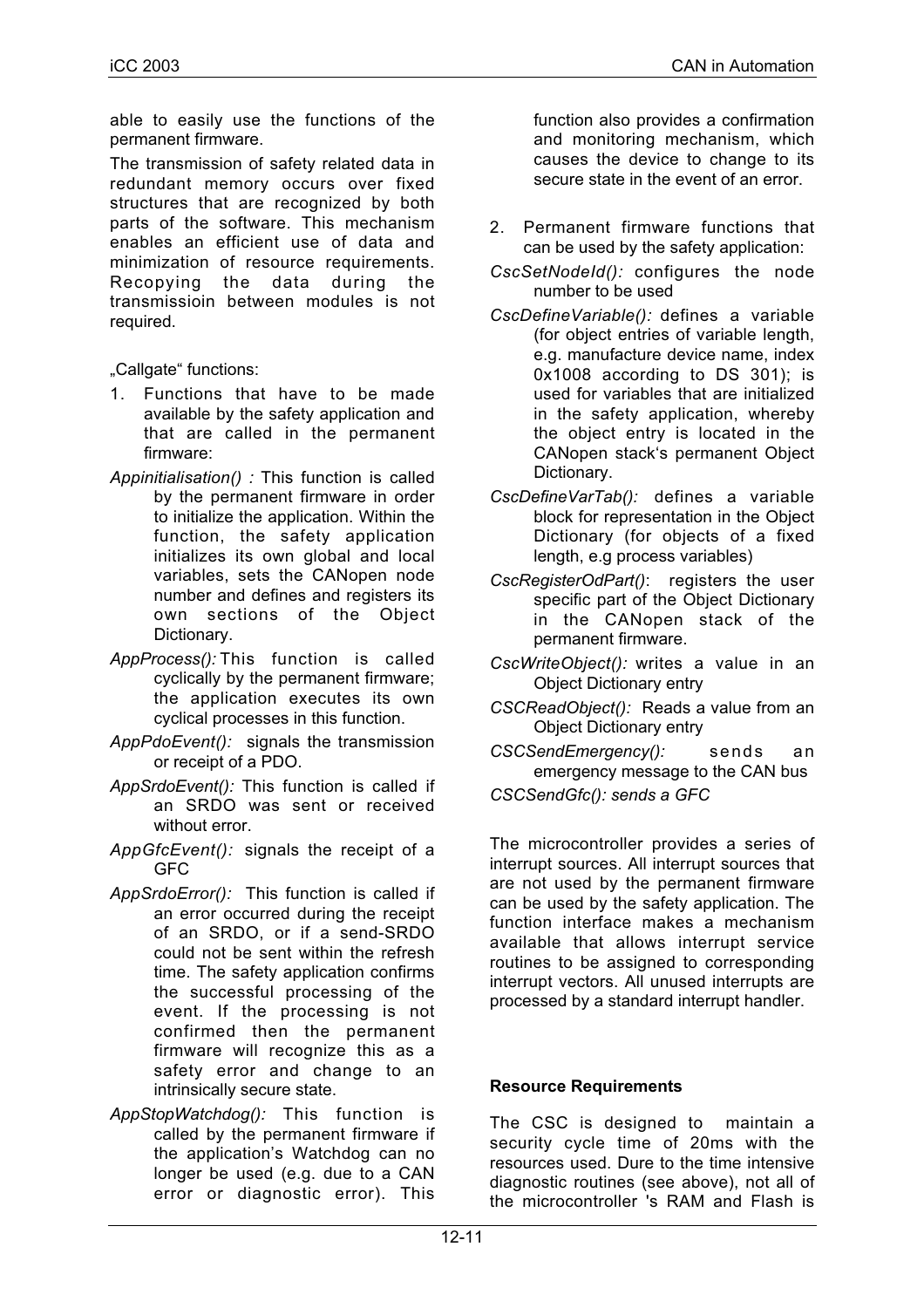able to easily use the functions of the permanent firmware.

The transmission of safety related data in redundant memory occurs over fixed structures that are recognized by both parts of the software. This mechanism enables an efficient use of data and minimization of resource requirements. Recopying the data during the transmissioin between modules is not required.

„Callgate“ functions:

1. Functions that have to be made available by the safety application and that are called in the permanent firmware:

*Appinitialisation() :* This function is called by the permanent firmware in order to initialize the application. Within the function, the safety application initializes its own global and local variables, sets the CANopen node number and defines and registers its own sections of the Object Dictionary.

*AppProcess():* This function is called cyclically by the permanent firmware; the application executes its own cyclical processes in this function.

*AppPdoEvent():* signals the transmission or receipt of a PDO.

*AppSrdoEvent():* This function is called if an SRDO was sent or received without error.

*AppGfcEvent():* signals the receipt of a GFC

*AppSrdoError():* This function is called if an error occurred during the receipt of an SRDO, or if a send-SRDO could not be sent within the refresh time. The safety application confirms the successful processing of the event. If the processing is not confirmed then the permanent firmware will recognize this as a safety error and change to an intrinsically secure state.

*AppStopWatchdog():* This function is called by the permanent firmware if the application's Watchdog can no longer be used (e.g. due to a CAN error or diagnostic error). This function also provides a confirmation and monitoring mechanism, which causes the device to change to its secure state in the event of an error.

2. Permanent firmware functions that can be used by the safety application:

*CscSetNodeId():* configures the node number to be used

*CscDefineVariable():* defines a variable (for object entries of variable length, e.g. manufacture device name, index 0x1008 according to DS 301); is used for variables that are initialized in the safety application, whereby the object entry is located in the CANopen stack's permanent Object Dictionary.

*CscDefineVarTab():* defines a variable block for representation in the Object Dictionary (for objects of a fixed length, e.g process variables)

*CscRegisterOdPart()*: registers the user specific part of the Object Dictionary in the CANopen stack of the permanent firmware.

*CscWriteObject():* writes a value in an Object Dictionary entry

*CSCReadObject():* Reads a value from an Object Dictionary entry

*CSCSendEmergency():* sends an emergency message to the CAN bus

*CSCSendGfc(): sends a GFC*

The microcontroller provides a series of interrupt sources. All interrupt sources that are not used by the permanent firmware can be used by the safety application. The function interface makes a mechanism available that allows interrupt service routines to be assigned to corresponding interrupt vectors. All unused interrupts are processed by a standard interrupt handler.

**Resource Requirements**

The CSC is designed to maintain a security cycle time of 20ms with the resources used. Dure to the time intensive diagnostic routines (see above), not all of the microcontroller 's RAM and Flash is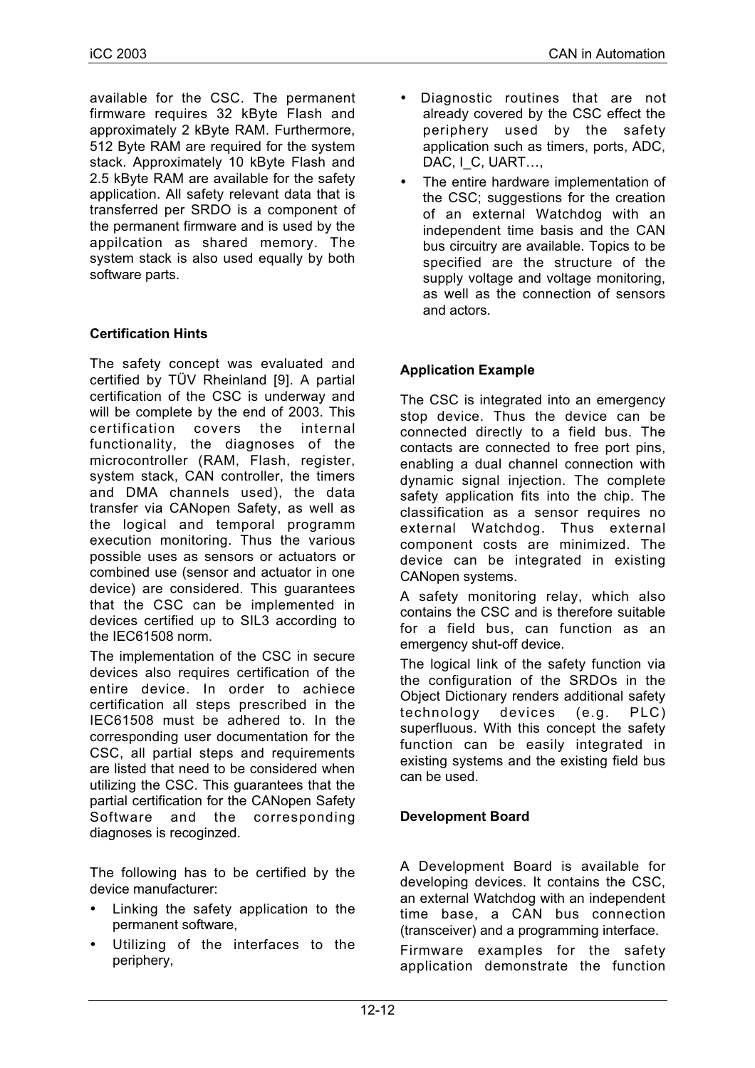available for the CSC. The permanent firmware requires 32 kByte Flash and approximately 2 kByte RAM. Furthermore, 512 Byte RAM are required for the system stack. Approximately 10 kByte Flash and 2.5 kByte RAM are available for the safety application. All safety relevant data that is transferred per SRDO is a component of the permanent firmware and is used by the appilcation as shared memory. The system stack is also used equally by both software parts.

**Certification Hints**

The safety concept was evaluated and certified by TÜV Rheinland [9]. A partial certification of the CSC is underway and will be complete by the end of 2003. This certification covers the internal functionality, the diagnoses of the microcontroller (RAM, Flash, register, system stack, CAN controller, the timers and DMA channels used), the data transfer via CANopen Safety, as well as the logical and temporal programm execution monitoring. Thus the various possible uses as sensors or actuators or combined use (sensor and actuator in one device) are considered. This guarantees that the CSC can be implemented in devices certified up to SIL3 according to the IEC61508 norm.

The implementation of the CSC in secure devices also requires certification of the entire device. In order to achiece certification all steps prescribed in the IEC61508 must be adhered to. In the corresponding user documentation for the CSC, all partial steps and requirements are listed that need to be considered when utilizing the CSC. This guarantees that the partial certification for the CANopen Safety Software and the corresponding diagnoses is recoginzed.

The following has to be certified by the device manufacturer:

- Linking the safety application to the permanent software,
- Utilizing of the interfaces to the periphery,
- Diagnostic routines that are not already covered by the CSC effect the periphery used by the safety application such as timers, ports, ADC, DAC, I_C, UART…,
- The entire hardware implementation of the CSC; suggestions for the creation of an external Watchdog with an independent time basis and the CAN bus circuitry are available. Topics to be specified are the structure of the supply voltage and voltage monitoring, as well as the connection of sensors and actors.

**Application Example**

The CSC is integrated into an emergency stop device. Thus the device can be connected directly to a field bus. The contacts are connected to free port pins, enabling a dual channel connection with dynamic signal injection. The complete safety application fits into the chip. The classification as a sensor requires no external Watchdog. Thus external component costs are minimized. The device can be integrated in existing CANopen systems.

A safety monitoring relay, which also contains the CSC and is therefore suitable for a field bus, can function as an emergency shut-off device.

The logical link of the safety function via the configuration of the SRDOs in the Object Dictionary renders additional safety technology devices (e.g. PLC) superfluous. With this concept the safety function can be easily integrated in existing systems and the existing field bus can be used.

**Development Board**

A Development Board is available for developing devices. It contains the CSC, an external Watchdog with an independent time base, a CAN bus connection (transceiver) and a programming interface.

Firmware examples for the safety application demonstrate the function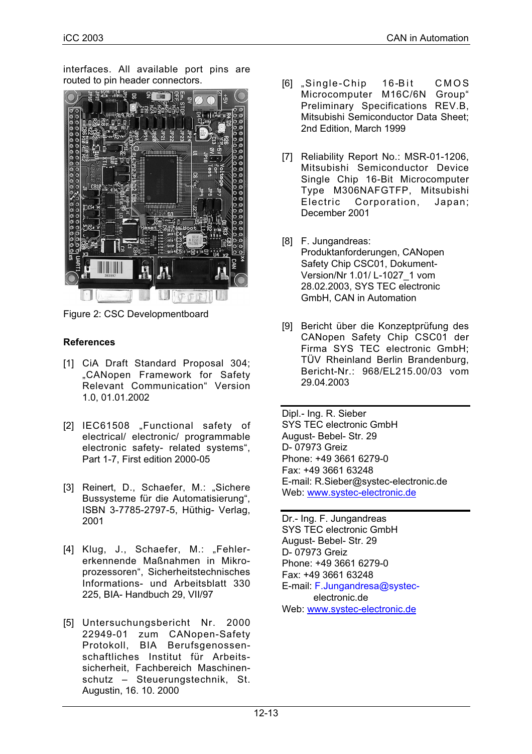interfaces. All available port pins are routed to pin header connectors.

Figure 2: CSC Developmentboard

## References

[1] CiA Draft Standard Proposal 304; „CANopen Framework for Safety Relevant Communication“ Version 1.0, 01.01.2002

[2] IEC61508 „Functional safety of electrical/ electronic/ programmable electronic safety- related systems“, Part 1-7, First edition 2000-05

[3] Reinert, D., Schaefer, M.: „Sichere Bussysteme für die Automatisierung“, ISBN 3-7785-2797-5, Hüthig- Verlag, 2001

[4] Klug, J., Schaefer, M.: „Fehler-erkennende Maßnahmen in Mikro-prozessoren“, Sicherheitstechnisches Informations- und Arbeitsblatt 330 225, BIA- Handbuch 29, VII/97

[5] Untersuchungsbericht Nr. 2000 22949-01 zum CANopen-Safety Protokoll, BIA Berufsgenossen-schaftliches Institut für Arbeits-sicherheit, Fachbereich Maschinen-schutz – Steuerungstechnik, St. Augustin, 16. 10. 2000

[6] „Single-Chip 16-Bit CMOS Microcomputer M16C/6N Group“ Preliminary Specifications REV.B, Mitsubishi Semiconductor Data Sheet; 2nd Edition, March 1999

[7] Reliability Report No.: MSR-01-1206, Mitsubishi Semiconductor Device Single Chip 16-Bit Microcomputer Type M306NAFGTFP, Mitsubishi Electric Corporation, Japan; December 2001

[8] F. Jungandreas: Produktanforderungen, CANopen Safety Chip CSC01, Dokument-Version/Nr 1.01/ L-1027_1 vom 28.02.2003, SYS TEC electronic GmbH, CAN in Automation

[9] Bericht über die Konzeptprüfung des CANopen Safety Chip CSC01 der Firma SYS TEC electronic GmbH; TÜV Rheinland Berlin Brandenburg, Bericht-Nr.: 968/EL215.00/03 vom 29.04.2003

---

Dipl.- Ing. R. Sieber
SYS TEC electronic GmbH
August- Bebel- Str. 29
D- 07973 Greiz
Phone: +49 3661 6279-0
Fax: +49 3661 63248
E-mail: R.Sieber@systec-electronic.de
Web: www.systec-electronic.de

---

Dr.- Ing. F. Jungandreas
SYS TEC electronic GmbH
August- Bebel- Str. 29
D- 07973 Greiz
Phone: +49 3661 6279-0
Fax: +49 3661 63248
E-mail: F.Jungandresa@systec-electronic.de
Web: www.systec-electronic.de